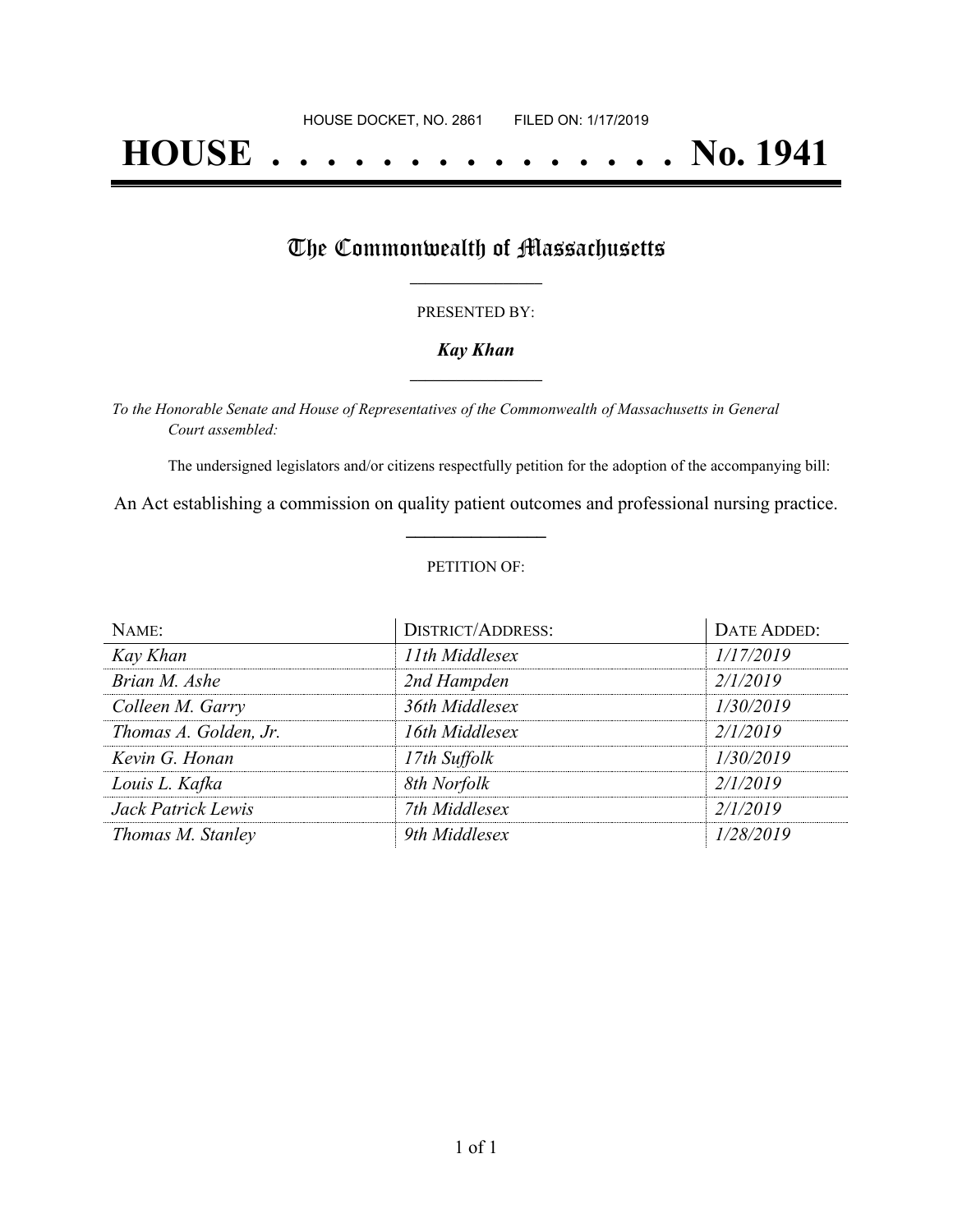HOUSE DOCKET, NO. 2861 FILED ON: 1/17/2019

# HOUSE . . . . . . . . . . . . . . . No. 1941

## The Commonwealth of Massachusetts

PRESENTED BY:

***Kay Khan***

*To the Honorable Senate and House of Representatives of the Commonwealth of Massachusetts in General Court assembled:*

The undersigned legislators and/or citizens respectfully petition for the adoption of the accompanying bill:

An Act establishing a commission on quality patient outcomes and professional nursing practice.

PETITION OF:

| NAME: | DISTRICT/ADDRESS: | DATE ADDED: |
| --- | --- | --- |
| *Kay Khan* | *11th Middlesex* | *1/17/2019* |
| *Brian M. Ashe* | *2nd Hampden* | *2/1/2019* |
| *Colleen M. Garry* | *36th Middlesex* | *1/30/2019* |
| *Thomas A. Golden, Jr.* | *16th Middlesex* | *2/1/2019* |
| *Kevin G. Honan* | *17th Suffolk* | *1/30/2019* |
| *Louis L. Kafka* | *8th Norfolk* | *2/1/2019* |
| *Jack Patrick Lewis* | *7th Middlesex* | *2/1/2019* |
| *Thomas M. Stanley* | *9th Middlesex* | *1/28/2019* |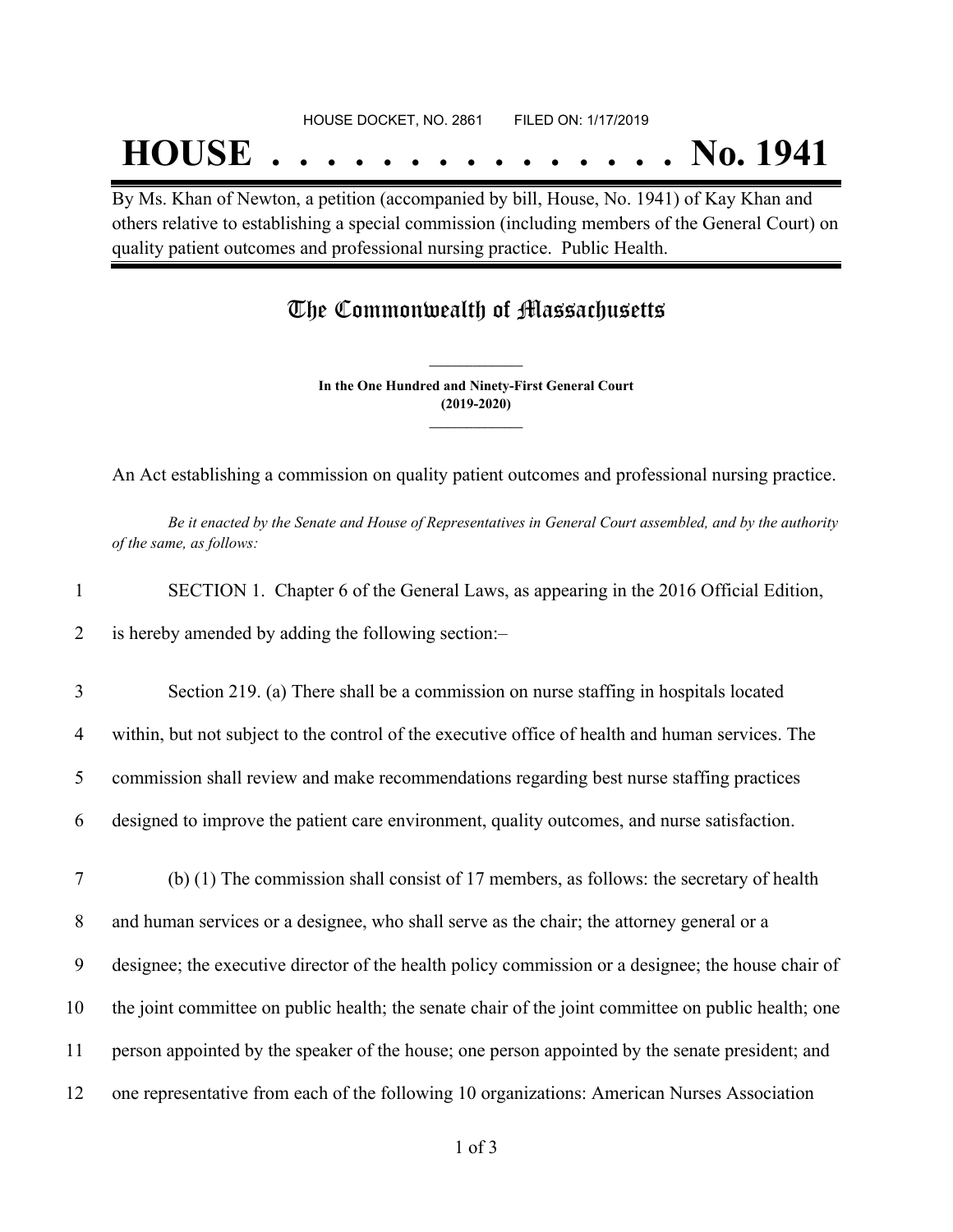HOUSE DOCKET, NO. 2861 FILED ON: 1/17/2019

# HOUSE . . . . . . . . . . . . . . . No. 1941

By Ms. Khan of Newton, a petition (accompanied by bill, House, No. 1941) of Kay Khan and others relative to establishing a special commission (including members of the General Court) on quality patient outcomes and professional nursing practice. Public Health.

## The Commonwealth of Massachusetts

**In the One Hundred and Ninety-First General Court**
**(2019-2020)**

An Act establishing a commission on quality patient outcomes and professional nursing practice.

*Be it enacted by the Senate and House of Representatives in General Court assembled, and by the authority of the same, as follows:*

1 SECTION 1. Chapter 6 of the General Laws, as appearing in the 2016 Official Edition,
2 is hereby amended by adding the following section:–

3 Section 219. (a) There shall be a commission on nurse staffing in hospitals located
4 within, but not subject to the control of the executive office of health and human services. The
5 commission shall review and make recommendations regarding best nurse staffing practices
6 designed to improve the patient care environment, quality outcomes, and nurse satisfaction.

7 (b) (1) The commission shall consist of 17 members, as follows: the secretary of health
8 and human services or a designee, who shall serve as the chair; the attorney general or a
9 designee; the executive director of the health policy commission or a designee; the house chair of
10 the joint committee on public health; the senate chair of the joint committee on public health; one
11 person appointed by the speaker of the house; one person appointed by the senate president; and
12 one representative from each of the following 10 organizations: American Nurses Association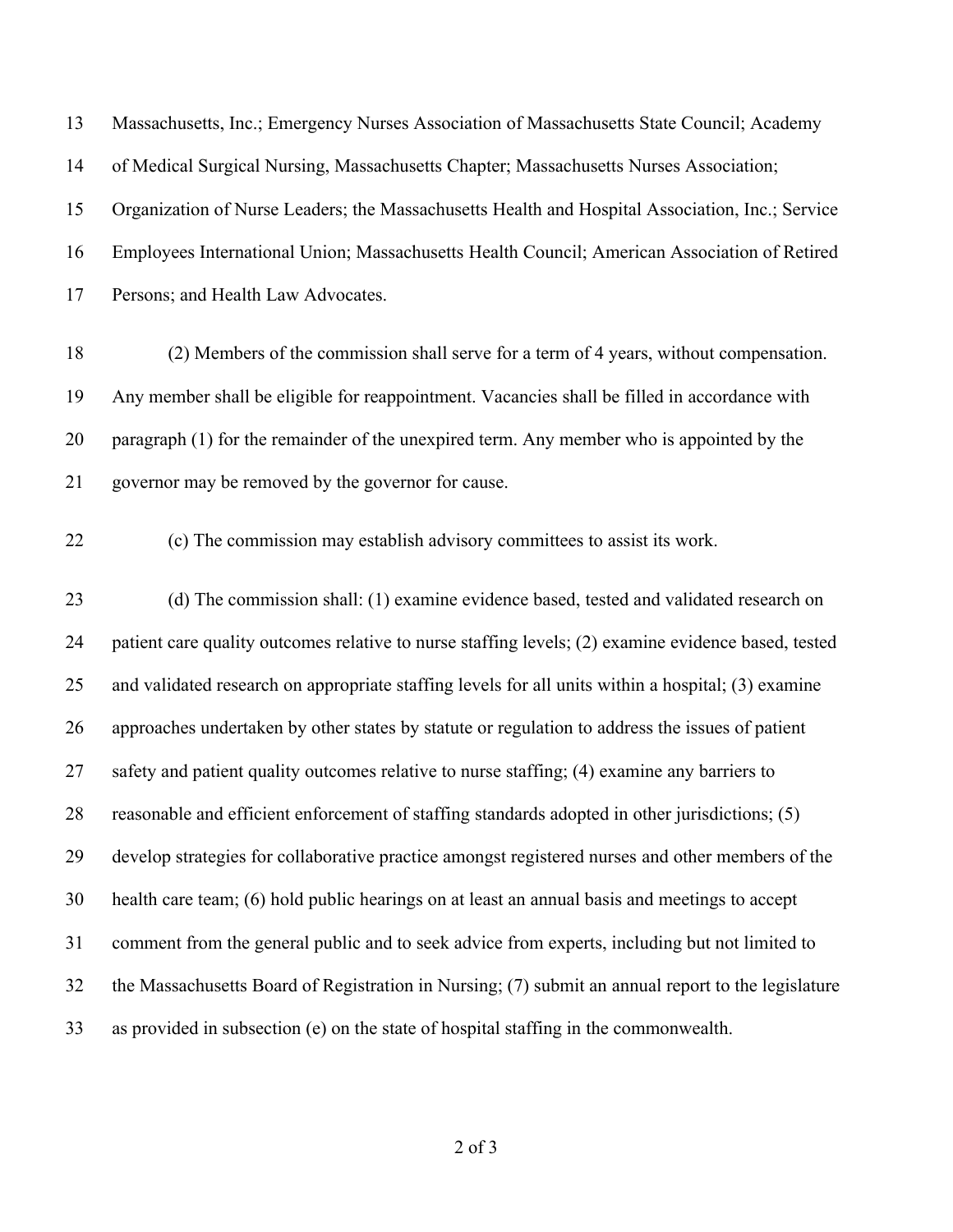Massachusetts, Inc.; Emergency Nurses Association of Massachusetts State Council; Academy of Medical Surgical Nursing, Massachusetts Chapter; Massachusetts Nurses Association; Organization of Nurse Leaders; the Massachusetts Health and Hospital Association, Inc.; Service Employees International Union; Massachusetts Health Council; American Association of Retired Persons; and Health Law Advocates.

(2) Members of the commission shall serve for a term of 4 years, without compensation. Any member shall be eligible for reappointment. Vacancies shall be filled in accordance with paragraph (1) for the remainder of the unexpired term. Any member who is appointed by the governor may be removed by the governor for cause.

(c) The commission may establish advisory committees to assist its work.

(d) The commission shall: (1) examine evidence based, tested and validated research on patient care quality outcomes relative to nurse staffing levels; (2) examine evidence based, tested and validated research on appropriate staffing levels for all units within a hospital; (3) examine approaches undertaken by other states by statute or regulation to address the issues of patient safety and patient quality outcomes relative to nurse staffing; (4) examine any barriers to reasonable and efficient enforcement of staffing standards adopted in other jurisdictions; (5) develop strategies for collaborative practice amongst registered nurses and other members of the health care team; (6) hold public hearings on at least an annual basis and meetings to accept comment from the general public and to seek advice from experts, including but not limited to the Massachusetts Board of Registration in Nursing; (7) submit an annual report to the legislature as provided in subsection (e) on the state of hospital staffing in the commonwealth.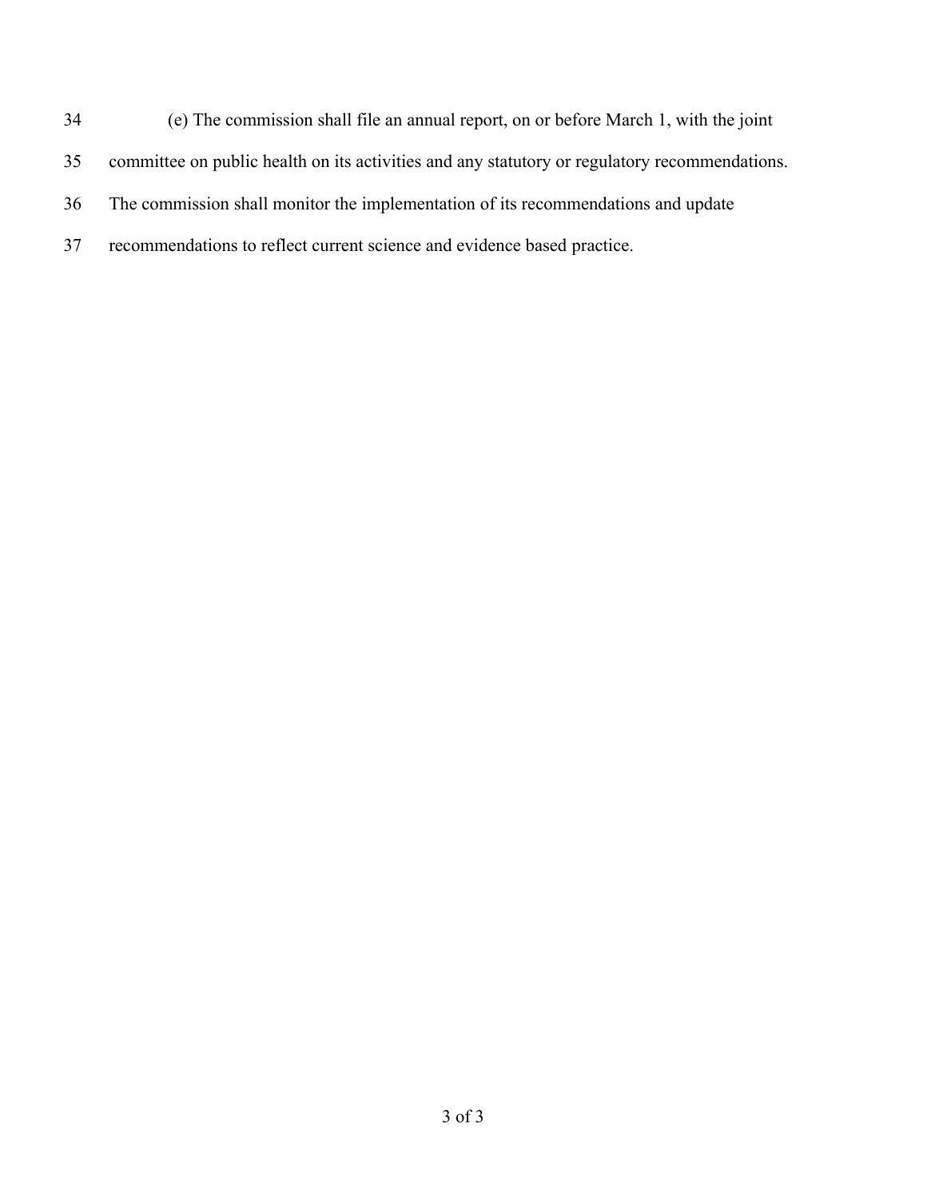(e) The commission shall file an annual report, on or before March 1, with the joint committee on public health on its activities and any statutory or regulatory recommendations. The commission shall monitor the implementation of its recommendations and update recommendations to reflect current science and evidence based practice.